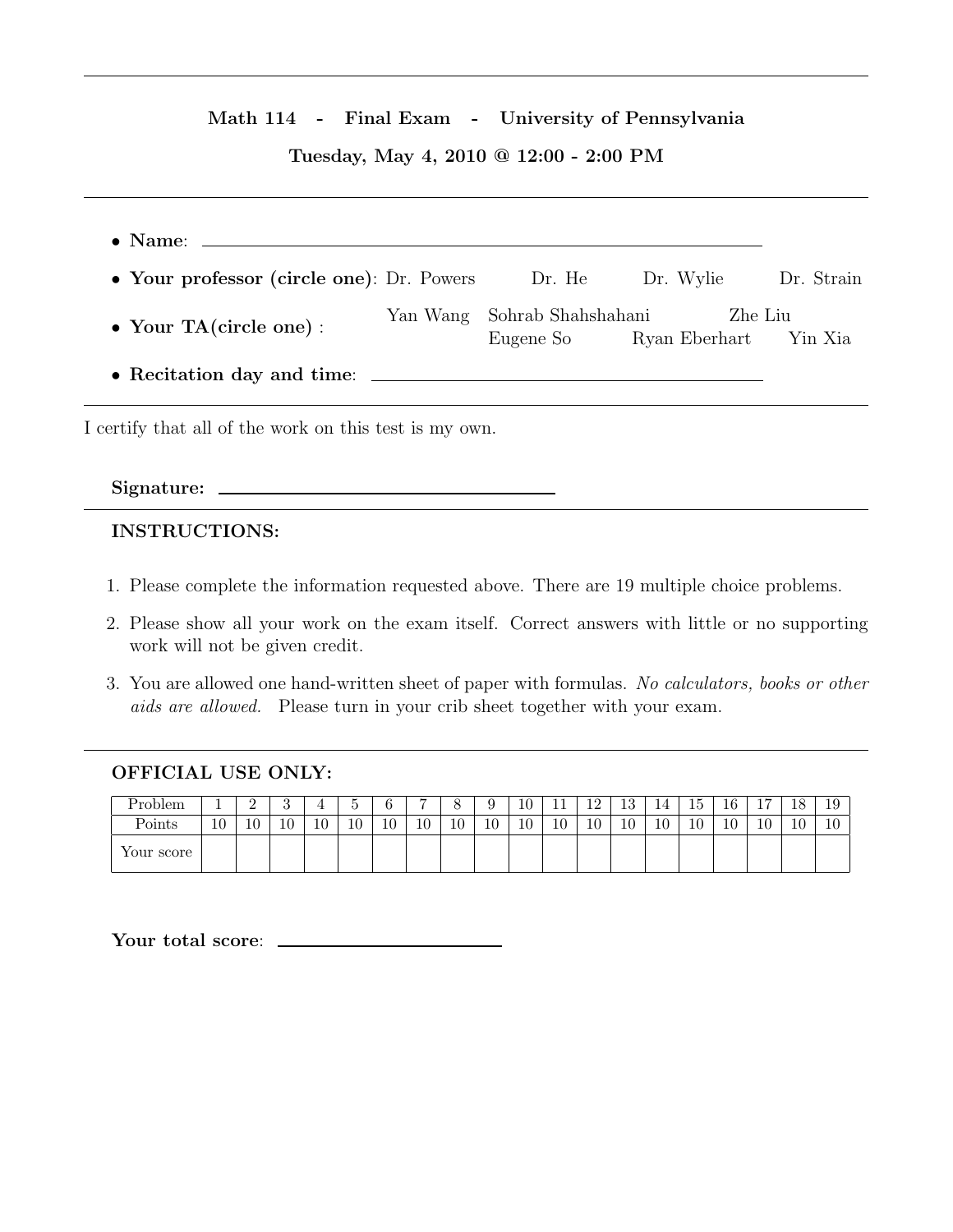**Math 114 - Final Exam - University of Pennsylvania**

**Tuesday, May 4, 2010 @ 12:00 - 2:00 PM**

---

- **Name**: ______________________________
- **Your professor (circle one)**: Dr. Powers Dr. He Dr. Wylie Dr. Strain
- **Your TA(circle one)** : Yan Wang Sohrab Shahshahani Zhe Liu Eugene So Ryan Eberhart Yin Xia
- **Recitation day and time**: ______________________________

---

I certify that all of the work on this test is my own.

**Signature:** ______________________________

---

**INSTRUCTIONS:**

1. Please complete the information requested above. There are 19 multiple choice problems.
2. Please show all your work on the exam itself. Correct answers with little or no supporting work will not be given credit.
3. You are allowed one hand-written sheet of paper with formulas. *No calculators, books or other aids are allowed.* Please turn in your crib sheet together with your exam.

---

**OFFICIAL USE ONLY:**

| Problem | 1 | 2 | 3 | 4 | 5 | 6 | 7 | 8 | 9 | 10 | 11 | 12 | 13 | 14 | 15 | 16 | 17 | 18 | 19 |
|---|---|---|---|---|---|---|---|---|---|---|---|---|---|---|---|---|---|---|---|
| Points | 10 | 10 | 10 | 10 | 10 | 10 | 10 | 10 | 10 | 10 | 10 | 10 | 10 | 10 | 10 | 10 | 10 | 10 | 10 |
| Your score | | | | | | | | | | | | | | | | | | | |

**Your total score**: ______________________________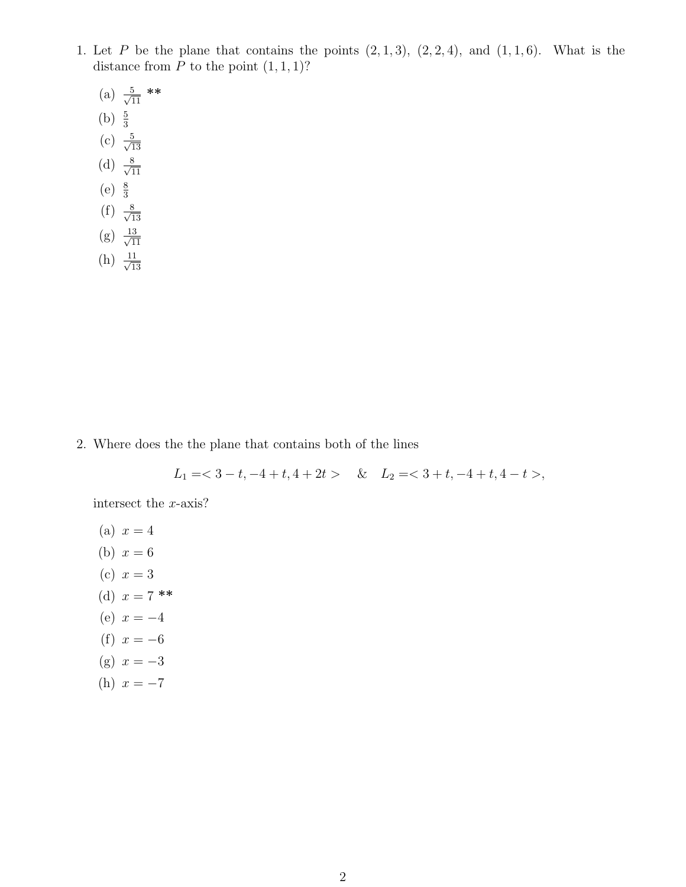1. Let $P$ be the plane that contains the points $(2, 1, 3)$, $(2, 2, 4)$, and $(1, 1, 6)$. What is the distance from $P$ to the point $(1, 1, 1)$?

   (a) $\frac{5}{\sqrt{11}}$ **

   (b) $\frac{5}{3}$

   (c) $\frac{5}{\sqrt{13}}$

   (d) $\frac{8}{\sqrt{11}}$

   (e) $\frac{8}{3}$

   (f) $\frac{8}{\sqrt{13}}$

   (g) $\frac{13}{\sqrt{11}}$

   (h) $\frac{11}{\sqrt{13}}$

2. Where does the the plane that contains both of the lines

$$L_1 = < 3 - t, -4 + t, 4 + 2t > \quad \& \quad L_2 = < 3 + t, -4 + t, 4 - t >,$$

   intersect the $x$-axis?

   (a) $x = 4$

   (b) $x = 6$

   (c) $x = 3$

   (d) $x = 7$ **

   (e) $x = -4$

   (f) $x = -6$

   (g) $x = -3$

   (h) $x = -7$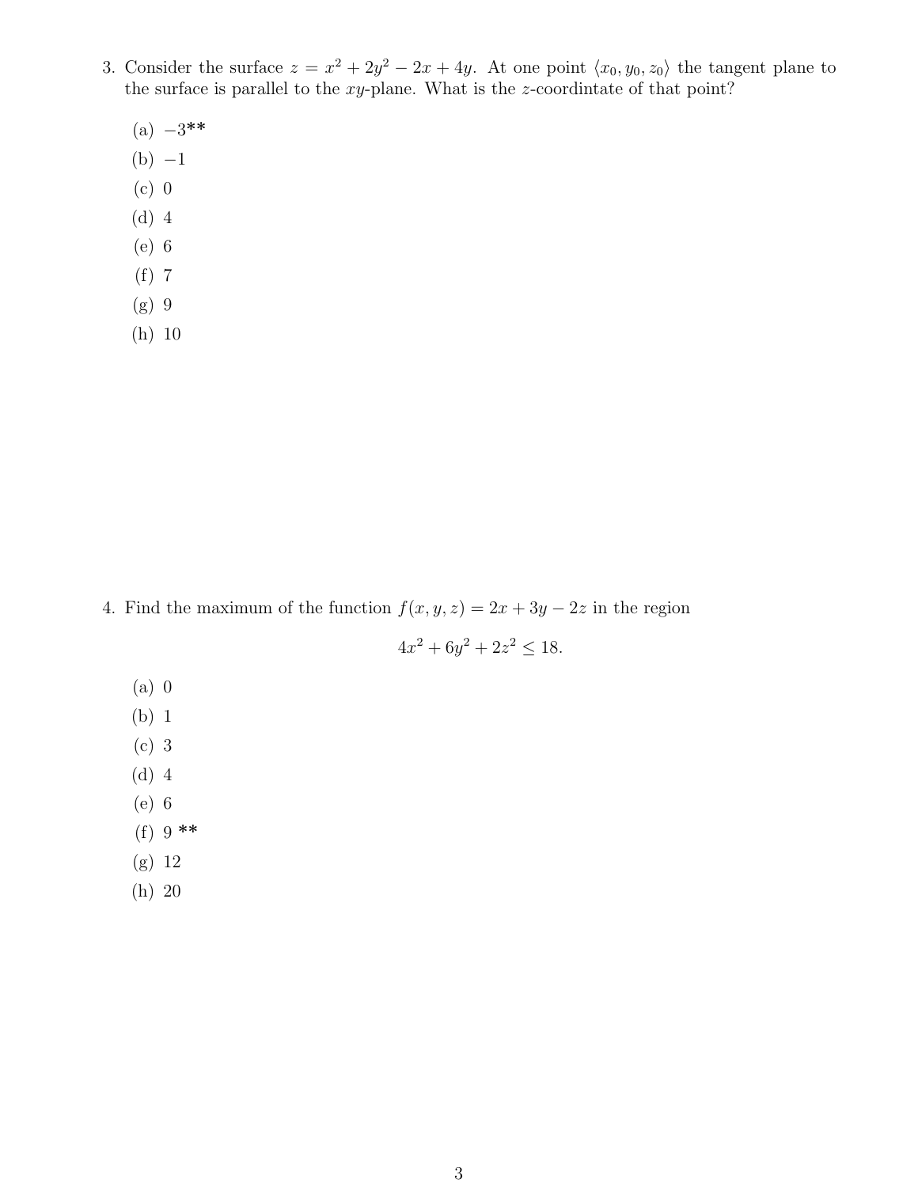3. Consider the surface $z = x^2 + 2y^2 - 2x + 4y$. At one point $\langle x_0, y_0, z_0 \rangle$ the tangent plane to the surface is parallel to the $xy$-plane. What is the $z$-coordintate of that point?

   (a) $-3$**
   (b) $-1$
   (c) 0
   (d) 4
   (e) 6
   (f) 7
   (g) 9
   (h) 10

4. Find the maximum of the function $f(x, y, z) = 2x + 3y - 2z$ in the region

$$4x^2 + 6y^2 + 2z^2 \leq 18.$$

   (a) 0
   (b) 1
   (c) 3
   (d) 4
   (e) 6
   (f) 9 **
   (g) 12
   (h) 20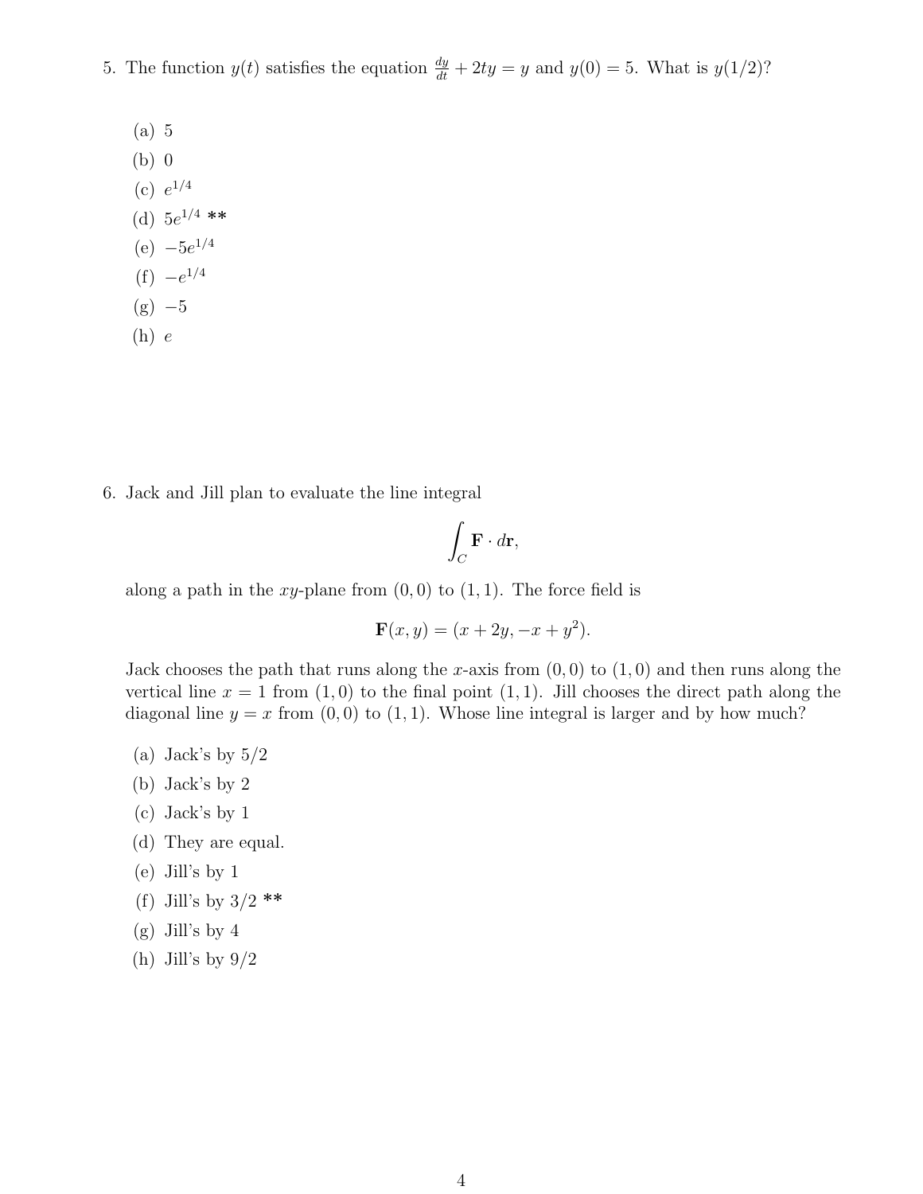5. The function $y(t)$ satisfies the equation $\frac{dy}{dt} + 2ty = y$ and $y(0) = 5$. What is $y(1/2)$?

   (a) 5
   (b) 0
   (c) $e^{1/4}$
   (d) $5e^{1/4}$ **
   (e) $-5e^{1/4}$
   (f) $-e^{1/4}$
   (g) $-5$
   (h) $e$

6. Jack and Jill plan to evaluate the line integral

$$\int_C \mathbf{F} \cdot d\mathbf{r},$$

   along a path in the $xy$-plane from $(0, 0)$ to $(1, 1)$. The force field is

$$\mathbf{F}(x, y) = (x + 2y, -x + y^2).$$

   Jack chooses the path that runs along the $x$-axis from $(0, 0)$ to $(1, 0)$ and then runs along the vertical line $x = 1$ from $(1, 0)$ to the final point $(1, 1)$. Jill chooses the direct path along the diagonal line $y = x$ from $(0, 0)$ to $(1, 1)$. Whose line integral is larger and by how much?

   (a) Jack's by 5/2
   (b) Jack's by 2
   (c) Jack's by 1
   (d) They are equal.
   (e) Jill's by 1
   (f) Jill's by 3/2 **
   (g) Jill's by 4
   (h) Jill's by 9/2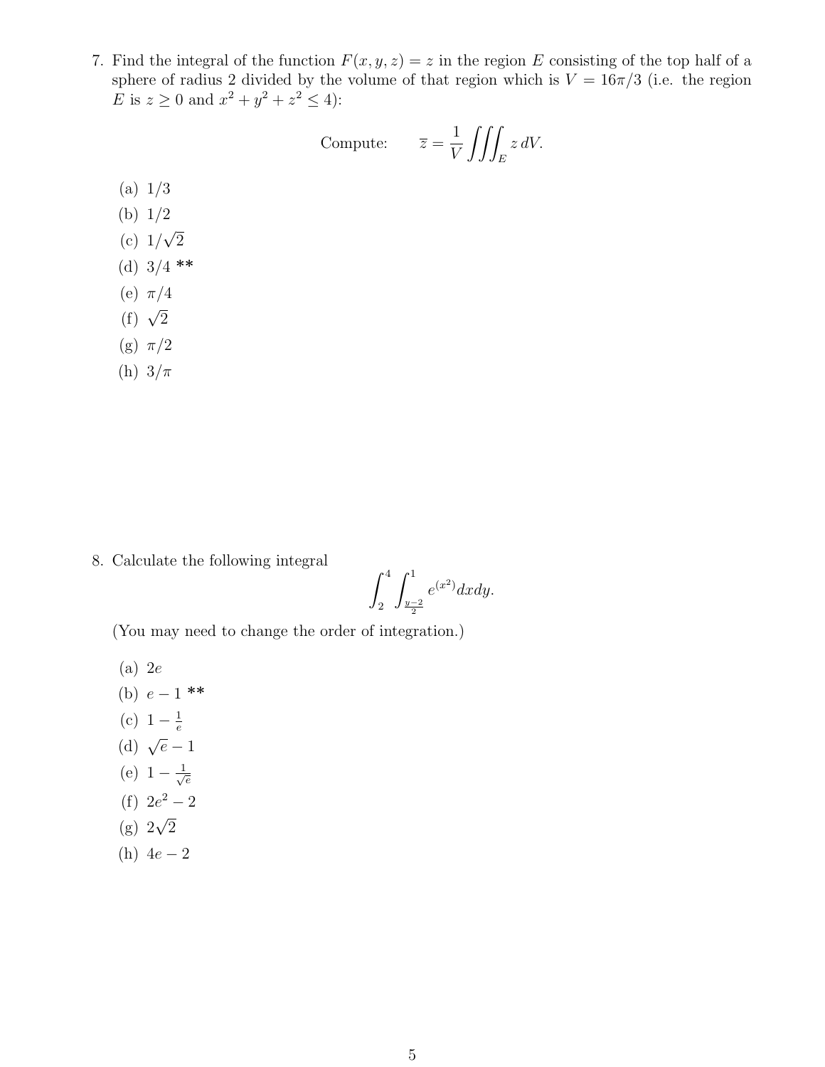7. Find the integral of the function $F(x, y, z) = z$ in the region $E$ consisting of the top half of a sphere of radius 2 divided by the volume of that region which is $V = 16\pi/3$ (i.e. the region $E$ is $z \geq 0$ and $x^2 + y^2 + z^2 \leq 4$):

$$\text{Compute:} \qquad \overline{z} = \frac{1}{V} \iiint_E z \, dV.$$

   (a) $1/3$
   (b) $1/2$
   (c) $1/\sqrt{2}$
   (d) $3/4$ **
   (e) $\pi/4$
   (f) $\sqrt{2}$
   (g) $\pi/2$
   (h) $3/\pi$

8. Calculate the following integral

$$\int_2^4 \int_{\frac{y-2}{2}}^1 e^{(x^2)} dx dy.$$

   (You may need to change the order of integration.)

   (a) $2e$
   (b) $e - 1$ **
   (c) $1 - \frac{1}{e}$
   (d) $\sqrt{e} - 1$
   (e) $1 - \frac{1}{\sqrt{e}}$
   (f) $2e^2 - 2$
   (g) $2\sqrt{2}$
   (h) $4e - 2$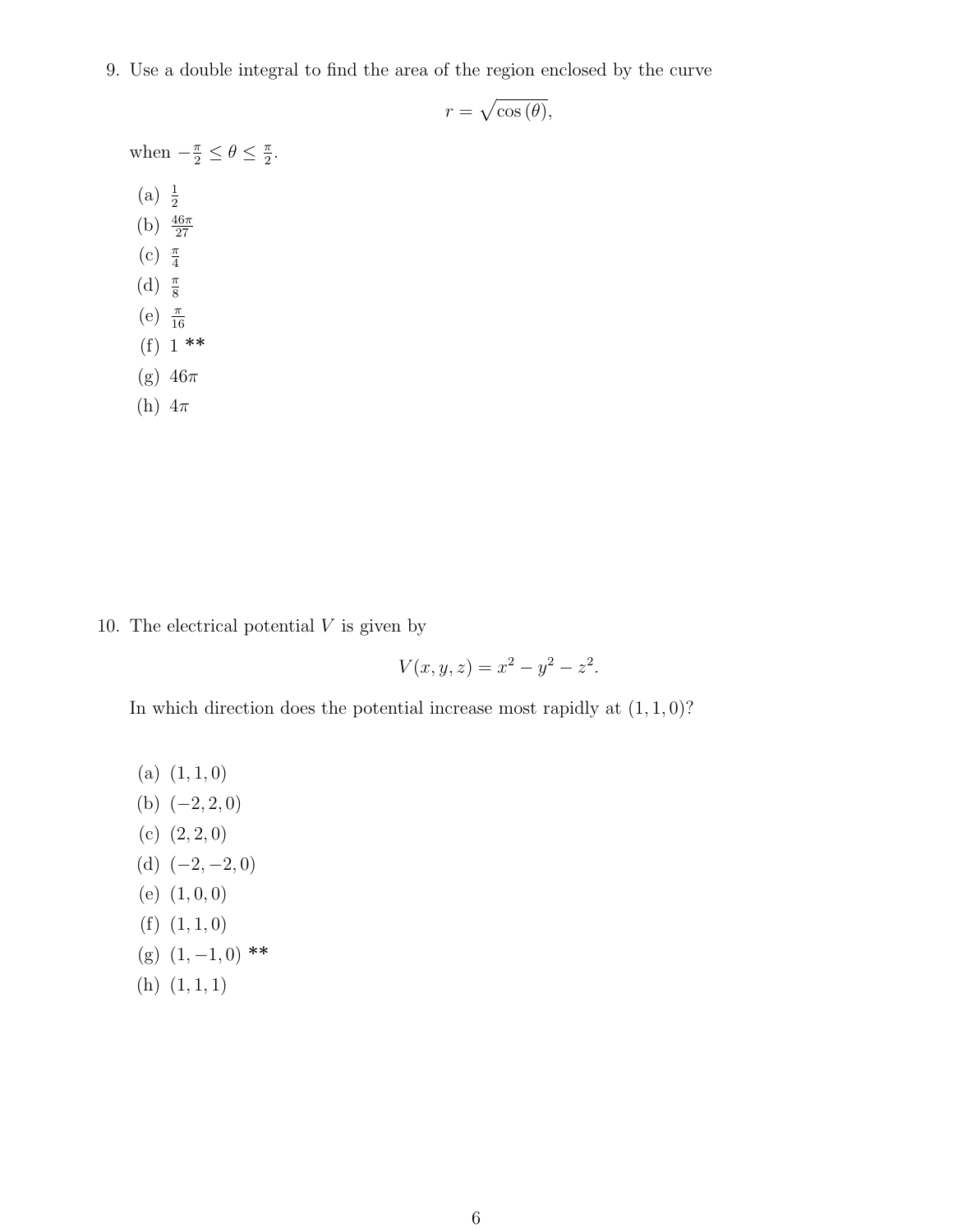9. Use a double integral to find the area of the region enclosed by the curve

$$r = \sqrt{\cos(\theta)},$$

when $-\frac{\pi}{2} \leq \theta \leq \frac{\pi}{2}$.

(a) $\frac{1}{2}$
(b) $\frac{46\pi}{27}$
(c) $\frac{\pi}{4}$
(d) $\frac{\pi}{8}$
(e) $\frac{\pi}{16}$
(f) 1 **
(g) $46\pi$
(h) $4\pi$

10. The electrical potential $V$ is given by

$$V(x, y, z) = x^2 - y^2 - z^2.$$

In which direction does the potential increase most rapidly at $(1, 1, 0)$?

(a) $(1, 1, 0)$
(b) $(-2, 2, 0)$
(c) $(2, 2, 0)$
(d) $(-2, -2, 0)$
(e) $(1, 0, 0)$
(f) $(1, 1, 0)$
(g) $(1, -1, 0)$ **
(h) $(1, 1, 1)$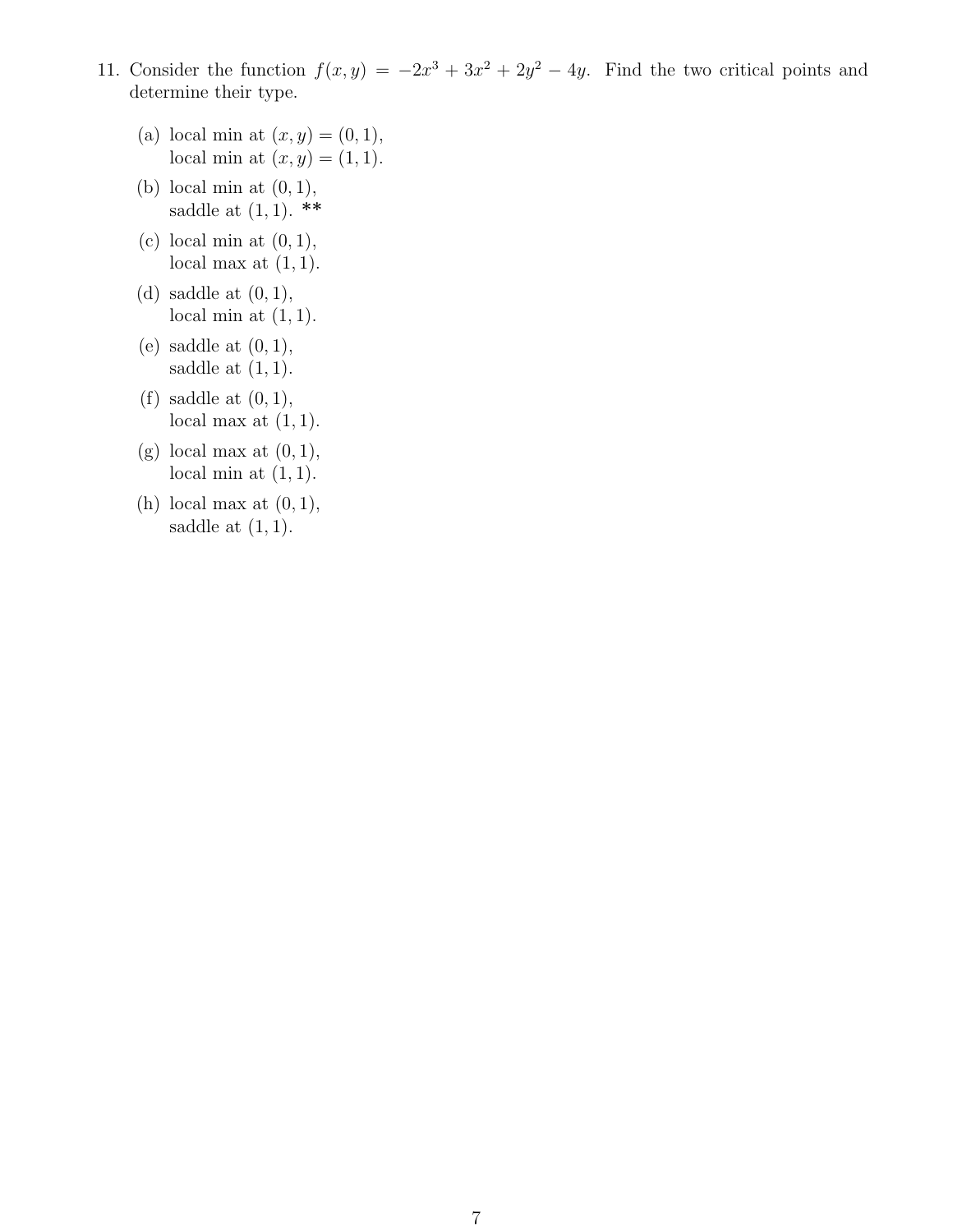11. Consider the function $f(x, y) = -2x^3 + 3x^2 + 2y^2 - 4y$. Find the two critical points and determine their type.

   (a) local min at $(x, y) = (0, 1)$,
   local min at $(x, y) = (1, 1)$.

   (b) local min at $(0, 1)$,
   saddle at $(1, 1)$. **

   (c) local min at $(0, 1)$,
   local max at $(1, 1)$.

   (d) saddle at $(0, 1)$,
   local min at $(1, 1)$.

   (e) saddle at $(0, 1)$,
   saddle at $(1, 1)$.

   (f) saddle at $(0, 1)$,
   local max at $(1, 1)$.

   (g) local max at $(0, 1)$,
   local min at $(1, 1)$.

   (h) local max at $(0, 1)$,
   saddle at $(1, 1)$.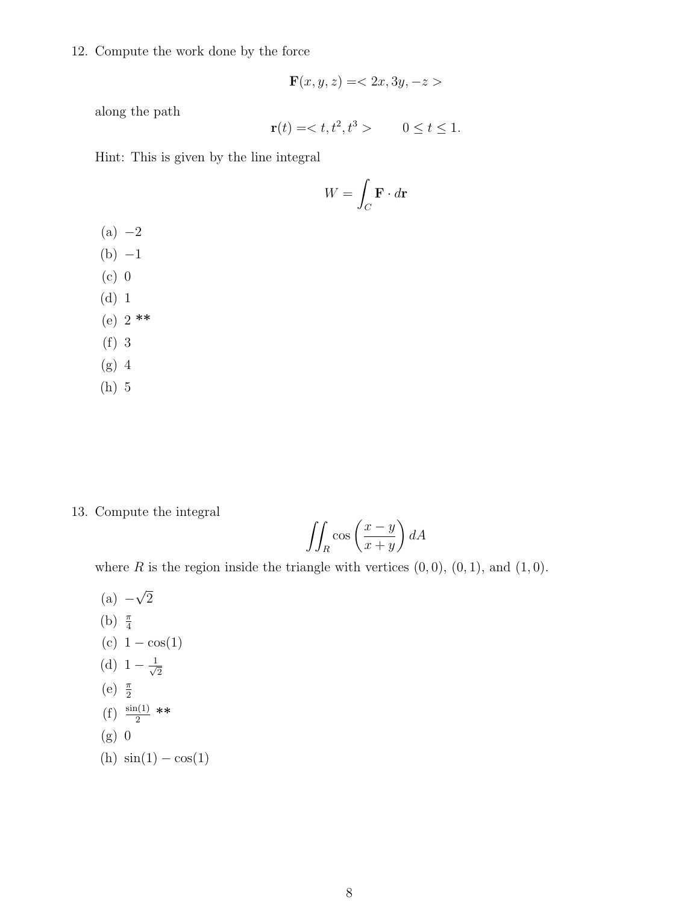12. Compute the work done by the force

$$\mathbf{F}(x, y, z) = < 2x, 3y, -z >$$

along the path

$$\mathbf{r}(t) = < t, t^2, t^3 > \qquad 0 \leq t \leq 1.$$

Hint: This is given by the line integral

$$W = \int_C \mathbf{F} \cdot d\mathbf{r}$$

(a) $-2$
(b) $-1$
(c) $0$
(d) $1$
(e) $2$ **
(f) $3$
(g) $4$
(h) $5$

13. Compute the integral

$$\iint_R \cos\left(\frac{x-y}{x+y}\right) dA$$

where $R$ is the region inside the triangle with vertices $(0,0)$, $(0,1)$, and $(1,0)$.

(a) $-\sqrt{2}$
(b) $\frac{\pi}{4}$
(c) $1 - \cos(1)$
(d) $1 - \frac{1}{\sqrt{2}}$
(e) $\frac{\pi}{2}$
(f) $\frac{\sin(1)}{2}$ **
(g) $0$
(h) $\sin(1) - \cos(1)$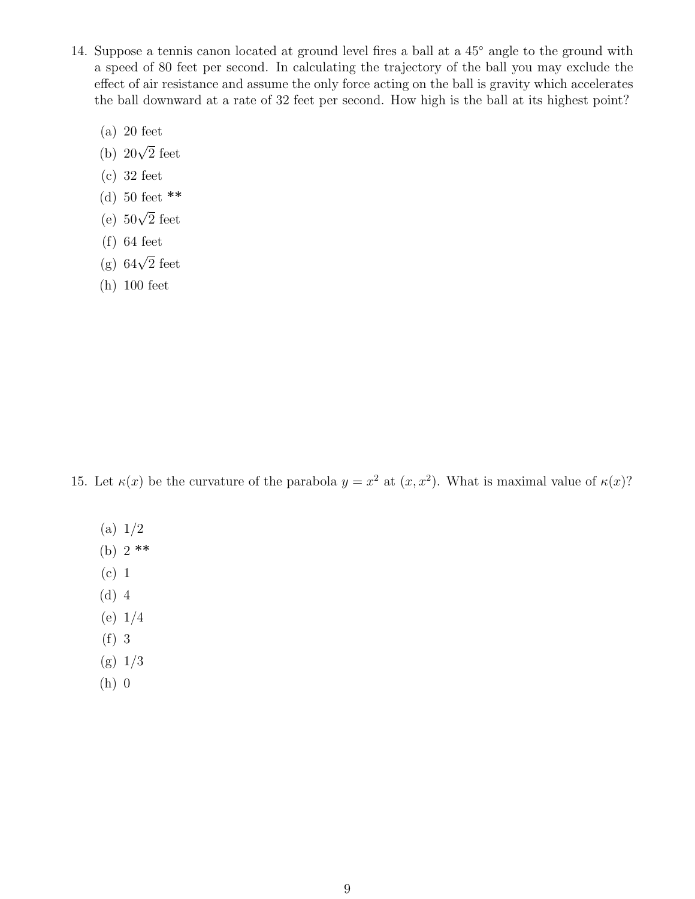14. Suppose a tennis canon located at ground level fires a ball at a $45^\circ$ angle to the ground with a speed of 80 feet per second. In calculating the trajectory of the ball you may exclude the effect of air resistance and assume the only force acting on the ball is gravity which accelerates the ball downward at a rate of 32 feet per second. How high is the ball at its highest point?

    (a) 20 feet
    (b) $20\sqrt{2}$ feet
    (c) 32 feet
    (d) 50 feet **
    (e) $50\sqrt{2}$ feet
    (f) 64 feet
    (g) $64\sqrt{2}$ feet
    (h) 100 feet

15. Let $\kappa(x)$ be the curvature of the parabola $y = x^2$ at $(x, x^2)$. What is maximal value of $\kappa(x)$?

    (a) 1/2
    (b) 2 **
    (c) 1
    (d) 4
    (e) 1/4
    (f) 3
    (g) 1/3
    (h) 0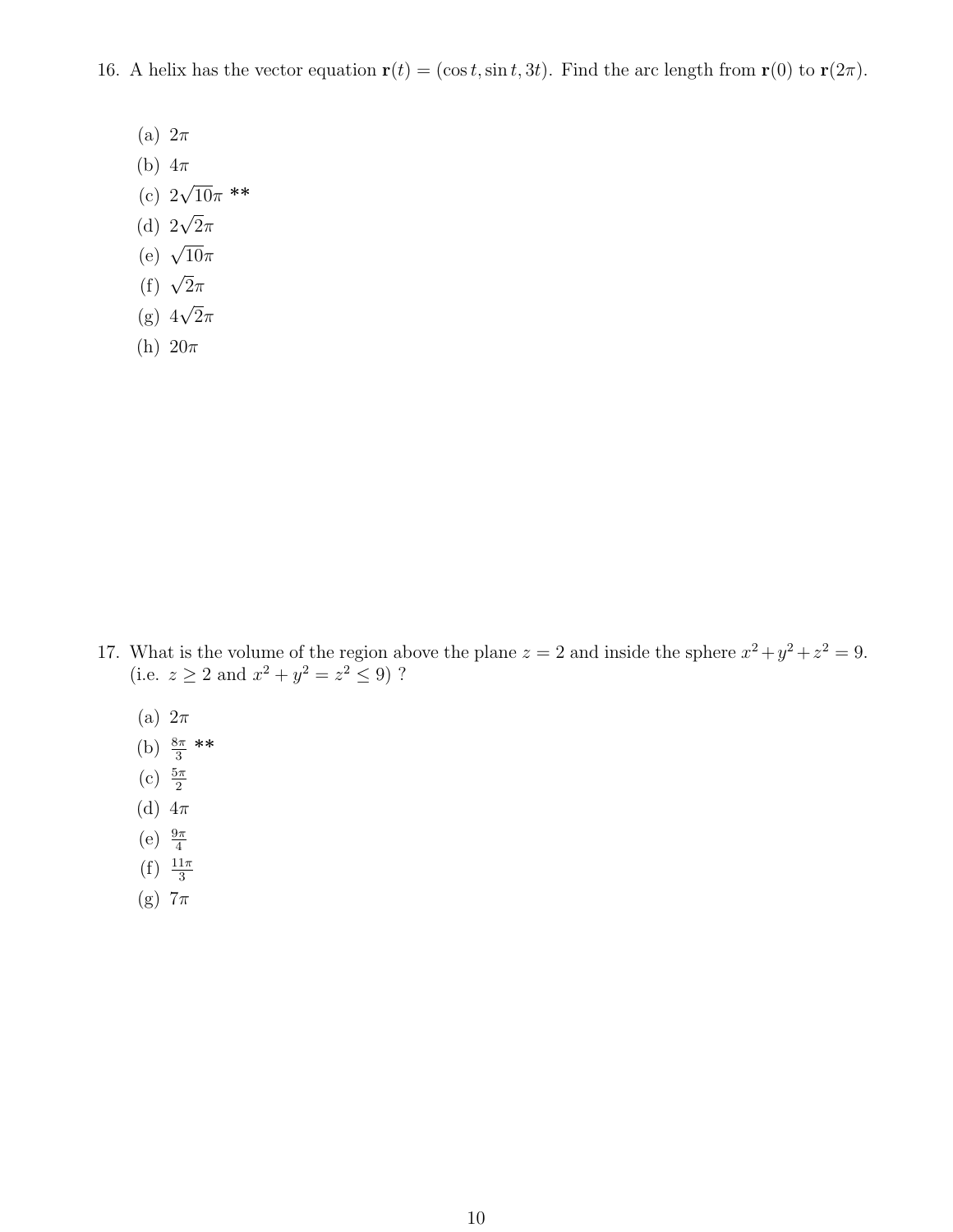16. A helix has the vector equation $\mathbf{r}(t) = (\cos t, \sin t, 3t)$. Find the arc length from $\mathbf{r}(0)$ to $\mathbf{r}(2\pi)$.

   (a) $2\pi$
   (b) $4\pi$
   (c) $2\sqrt{10}\pi$ **
   (d) $2\sqrt{2}\pi$
   (e) $\sqrt{10}\pi$
   (f) $\sqrt{2}\pi$
   (g) $4\sqrt{2}\pi$
   (h) $20\pi$

17. What is the volume of the region above the plane $z = 2$ and inside the sphere $x^2 + y^2 + z^2 = 9$. (i.e. $z \geq 2$ and $x^2 + y^2 = z^2 \leq 9$) ?

   (a) $2\pi$
   (b) $\frac{8\pi}{3}$ **
   (c) $\frac{5\pi}{2}$
   (d) $4\pi$
   (e) $\frac{9\pi}{4}$
   (f) $\frac{11\pi}{3}$
   (g) $7\pi$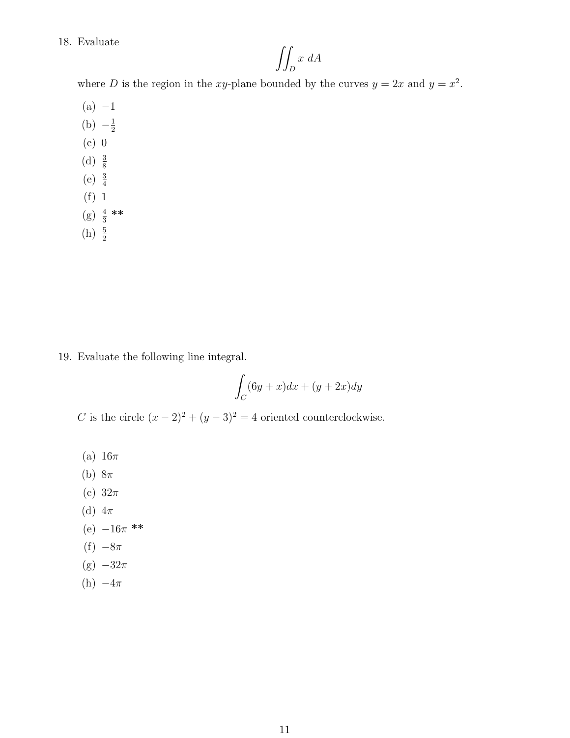18. Evaluate

$$\iint_D x \, dA$$

where $D$ is the region in the $xy$-plane bounded by the curves $y = 2x$ and $y = x^2$.

(a) $-1$
(b) $-\frac{1}{2}$
(c) $0$
(d) $\frac{3}{8}$
(e) $\frac{3}{4}$
(f) $1$
(g) $\frac{4}{3}$ **
(h) $\frac{5}{2}$

19. Evaluate the following line integral.

$$\int_C (6y + x)dx + (y + 2x)dy$$

$C$ is the circle $(x-2)^2 + (y-3)^2 = 4$ oriented counterclockwise.

(a) $16\pi$
(b) $8\pi$
(c) $32\pi$
(d) $4\pi$
(e) $-16\pi$ **
(f) $-8\pi$
(g) $-32\pi$
(h) $-4\pi$